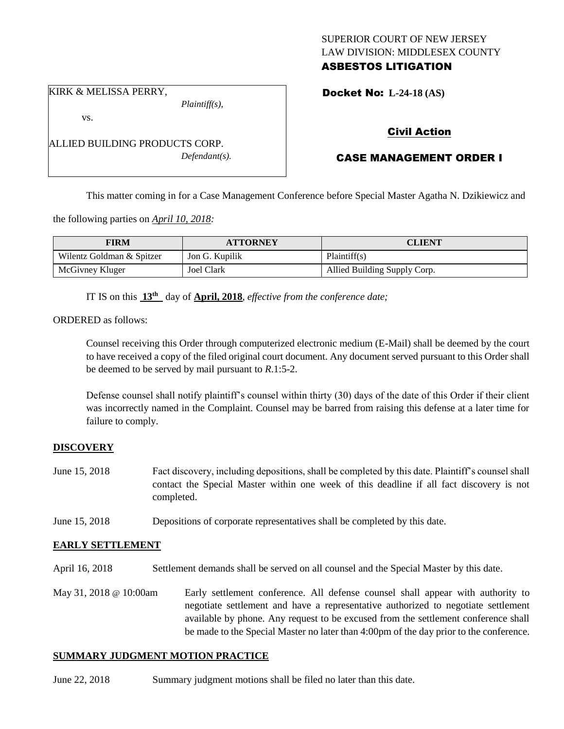SUPERIOR COURT OF NEW JERSEY
LAW DIVISION: MIDDLESEX COUNTY
**ASBESTOS LITIGATION**

KIRK & MELISSA PERRY,
*Plaintiff(s),*
vs.
ALLIED BUILDING PRODUCTS CORP.
*Defendant(s).*

**Docket No: L-24-18 (AS)**

**Civil Action**

**CASE MANAGEMENT ORDER I**

This matter coming in for a Case Management Conference before Special Master Agatha N. Dzikiewicz and the following parties on *April 10, 2018:*

| FIRM | ATTORNEY | CLIENT |
|---|---|---|
| Wilentz Goldman & Spitzer | Jon G. Kupilik | Plaintiff(s) |
| McGivney Kluger | Joel Clark | Allied Building Supply Corp. |

IT IS on this **13th** day of **April, 2018**, *effective from the conference date;*

ORDERED as follows:

Counsel receiving this Order through computerized electronic medium (E-Mail) shall be deemed by the court to have received a copy of the filed original court document. Any document served pursuant to this Order shall be deemed to be served by mail pursuant to *R*.1:5-2.

Defense counsel shall notify plaintiff's counsel within thirty (30) days of the date of this Order if their client was incorrectly named in the Complaint. Counsel may be barred from raising this defense at a later time for failure to comply.

**DISCOVERY**

June 15, 2018 — Fact discovery, including depositions, shall be completed by this date. Plaintiff's counsel shall contact the Special Master within one week of this deadline if all fact discovery is not completed.

June 15, 2018 — Depositions of corporate representatives shall be completed by this date.

**EARLY SETTLEMENT**

April 16, 2018 — Settlement demands shall be served on all counsel and the Special Master by this date.

May 31, 2018 @ 10:00am — Early settlement conference. All defense counsel shall appear with authority to negotiate settlement and have a representative authorized to negotiate settlement available by phone. Any request to be excused from the settlement conference shall be made to the Special Master no later than 4:00pm of the day prior to the conference.

**SUMMARY JUDGMENT MOTION PRACTICE**

June 22, 2018 — Summary judgment motions shall be filed no later than this date.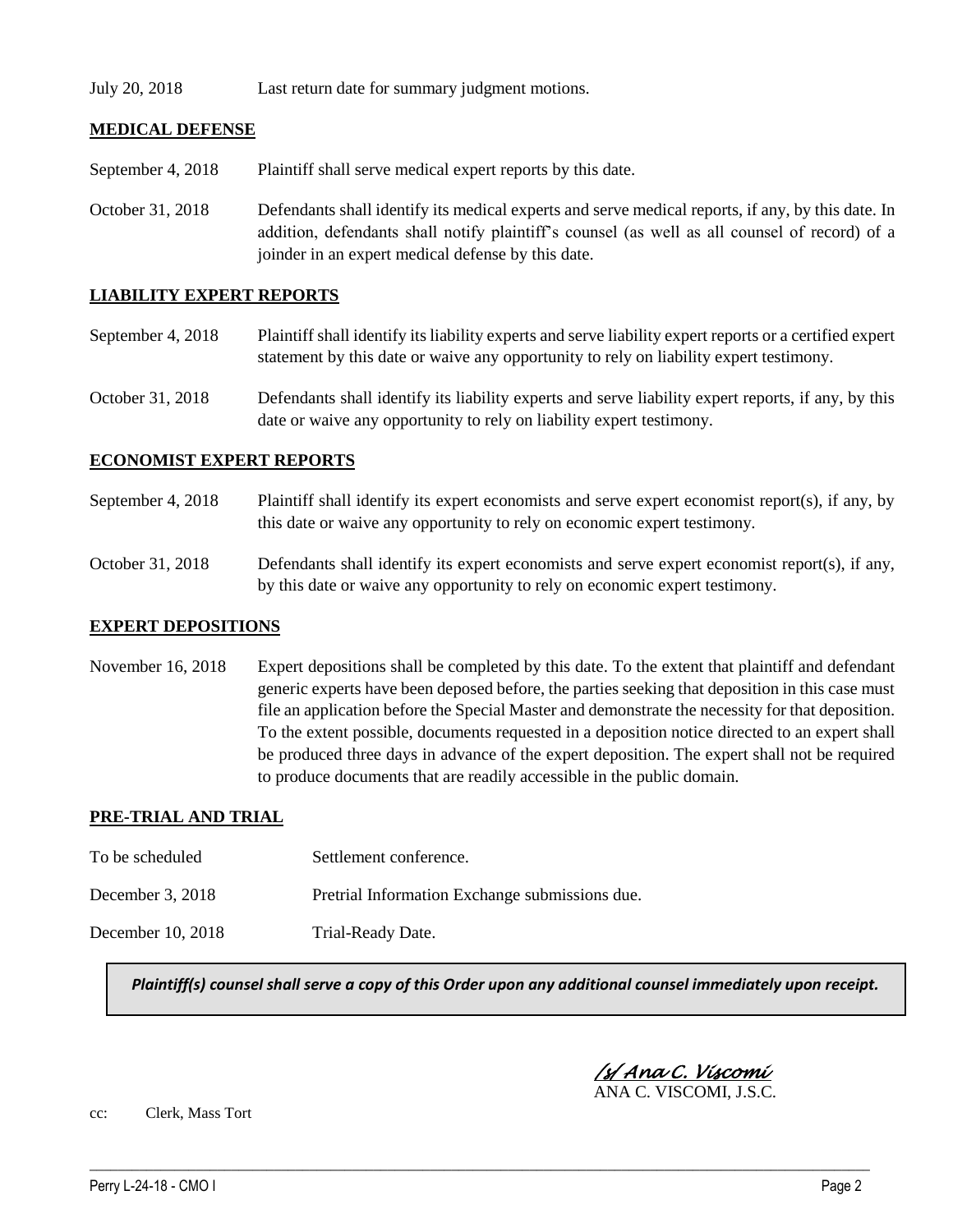| | |
|---|---|
| July 20, 2018 | Last return date for summary judgment motions. |

**MEDICAL DEFENSE**

| | |
|---|---|
| September 4, 2018 | Plaintiff shall serve medical expert reports by this date. |
| October 31, 2018 | Defendants shall identify its medical experts and serve medical reports, if any, by this date. In addition, defendants shall notify plaintiff's counsel (as well as all counsel of record) of a joinder in an expert medical defense by this date. |

**LIABILITY EXPERT REPORTS**

| | |
|---|---|
| September 4, 2018 | Plaintiff shall identify its liability experts and serve liability expert reports or a certified expert statement by this date or waive any opportunity to rely on liability expert testimony. |
| October 31, 2018 | Defendants shall identify its liability experts and serve liability expert reports, if any, by this date or waive any opportunity to rely on liability expert testimony. |

**ECONOMIST EXPERT REPORTS**

| | |
|---|---|
| September 4, 2018 | Plaintiff shall identify its expert economists and serve expert economist report(s), if any, by this date or waive any opportunity to rely on economic expert testimony. |
| October 31, 2018 | Defendants shall identify its expert economists and serve expert economist report(s), if any, by this date or waive any opportunity to rely on economic expert testimony. |

**EXPERT DEPOSITIONS**

| | |
|---|---|
| November 16, 2018 | Expert depositions shall be completed by this date. To the extent that plaintiff and defendant generic experts have been deposed before, the parties seeking that deposition in this case must file an application before the Special Master and demonstrate the necessity for that deposition. To the extent possible, documents requested in a deposition notice directed to an expert shall be produced three days in advance of the expert deposition. The expert shall not be required to produce documents that are readily accessible in the public domain. |

**PRE-TRIAL AND TRIAL**

| | |
|---|---|
| To be scheduled | Settlement conference. |
| December 3, 2018 | Pretrial Information Exchange submissions due. |
| December 10, 2018 | Trial-Ready Date. |

***Plaintiff(s) counsel shall serve a copy of this Order upon any additional counsel immediately upon receipt.***

/s/ Ana C. Viscomi
ANA C. VISCOMI, J.S.C.

cc: Clerk, Mass Tort